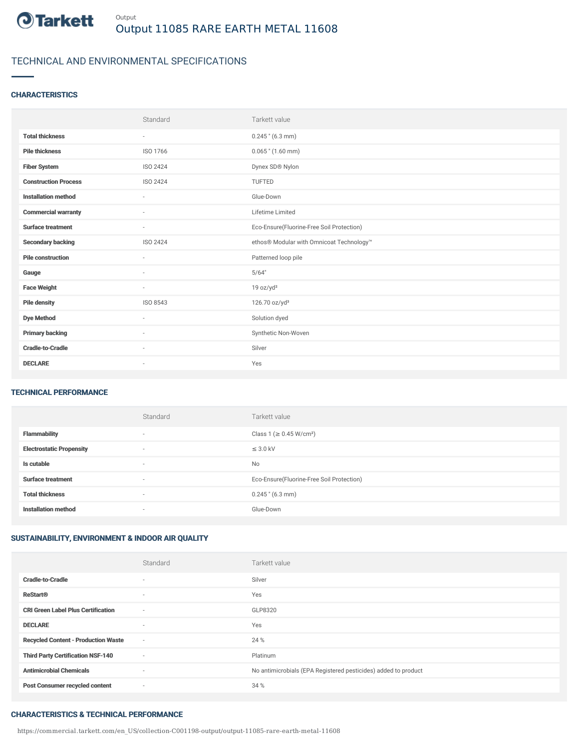Output

# Output 11085 RARE EARTH METAL 11608

## TECHNICAL AND ENVIRONMENTAL SPECIFICATIONS

### CHARACTERISTICS

| | Standard | Tarkett value |
|---|---|---|
| **Total thickness** | - | 0.245 " (6.3 mm) |
| **Pile thickness** | ISO 1766 | 0.065 " (1.60 mm) |
| **Fiber System** | ISO 2424 | Dynex SD® Nylon |
| **Construction Process** | ISO 2424 | TUFTED |
| **Installation method** | - | Glue-Down |
| **Commercial warranty** | - | Lifetime Limited |
| **Surface treatment** | - | Eco-Ensure(Fluorine-Free Soil Protection) |
| **Secondary backing** | ISO 2424 | ethos® Modular with Omnicoat Technology™ |
| **Pile construction** | - | Patterned loop pile |
| **Gauge** | - | 5/64" |
| **Face Weight** | - | 19 oz/yd² |
| **Pile density** | ISO 8543 | 126.70 oz/yd³ |
| **Dye Method** | - | Solution dyed |
| **Primary backing** | - | Synthetic Non-Woven |
| **Cradle-to-Cradle** | - | Silver |
| **DECLARE** | - | Yes |

### TECHNICAL PERFORMANCE

| | Standard | Tarkett value |
|---|---|---|
| **Flammability** | - | Class 1 (≥ 0.45 W/cm²) |
| **Electrostatic Propensity** | - | ≤ 3.0 kV |
| **Is cutable** | - | No |
| **Surface treatment** | - | Eco-Ensure(Fluorine-Free Soil Protection) |
| **Total thickness** | - | 0.245 " (6.3 mm) |
| **Installation method** | - | Glue-Down |

### SUSTAINABILITY, ENVIRONMENT & INDOOR AIR QUALITY

| | Standard | Tarkett value |
|---|---|---|
| **Cradle-to-Cradle** | - | Silver |
| **ReStart®** | - | Yes |
| **CRI Green Label Plus Certification** | - | GLP8320 |
| **DECLARE** | - | Yes |
| **Recycled Content - Production Waste** | - | 24 % |
| **Third Party Certification NSF-140** | - | Platinum |
| **Antimicrobial Chemicals** | - | No antimicrobials (EPA Registered pesticides) added to product |
| **Post Consumer recycled content** | - | 34 % |

### CHARACTERISTICS & TECHNICAL PERFORMANCE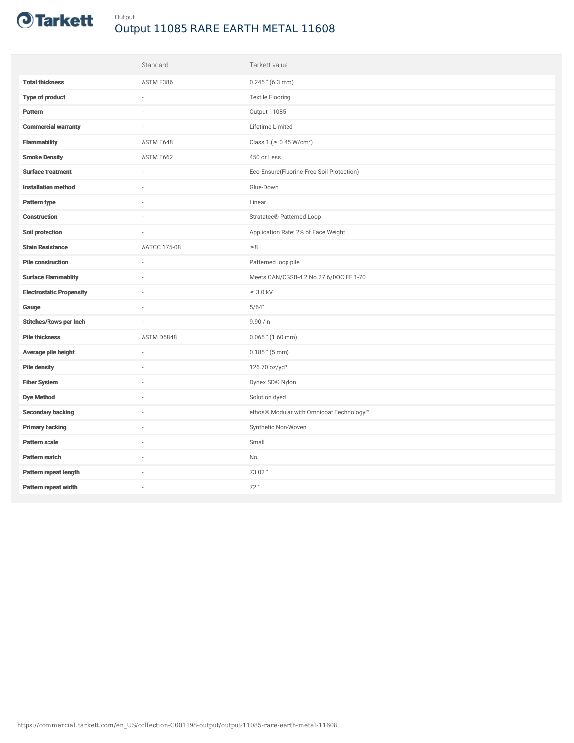Output

# Output 11085 RARE EARTH METAL 11608

| | Standard | Tarkett value |
|---|---|---|
| **Total thickness** | ASTM F386 | 0.245 " (6.3 mm) |
| **Type of product** | - | Textile Flooring |
| **Pattern** | - | Output 11085 |
| **Commercial warranty** | - | Lifetime Limited |
| **Flammability** | ASTM E648 | Class 1 (≥ 0.45 W/cm²) |
| **Smoke Density** | ASTM E662 | 450 or Less |
| **Surface treatment** | - | Eco-Ensure(Fluorine-Free Soil Protection) |
| **Installation method** | - | Glue-Down |
| **Pattern type** | - | Linear |
| **Construction** | - | Stratatec® Patterned Loop |
| **Soil protection** | - | Application Rate: 2% of Face Weight |
| **Stain Resistance** | AATCC 175-08 | ≥8 |
| **Pile construction** | - | Patterned loop pile |
| **Surface Flammablity** | - | Meets CAN/CGSB-4.2 No.27.6/DOC FF 1-70 |
| **Electrostatic Propensity** | - | ≤ 3.0 kV |
| **Gauge** | - | 5/64" |
| **Stitches/Rows per Inch** | - | 9.90 /in |
| **Pile thickness** | ASTM D5848 | 0.065 " (1.60 mm) |
| **Average pile height** | - | 0.185 " (5 mm) |
| **Pile density** | - | 126.70 oz/yd³ |
| **Fiber System** | - | Dynex SD® Nylon |
| **Dye Method** | - | Solution dyed |
| **Secondary backing** | - | ethos® Modular with Omnicoat Technology™ |
| **Primary backing** | - | Synthetic Non-Woven |
| **Pattern scale** | - | Small |
| **Pattern match** | - | No |
| **Pattern repeat length** | - | 73.02 " |
| **Pattern repeat width** | - | 72 " |

https://commercial.tarkett.com/en_US/collection-C001198-output/output-11085-rare-earth-metal-11608